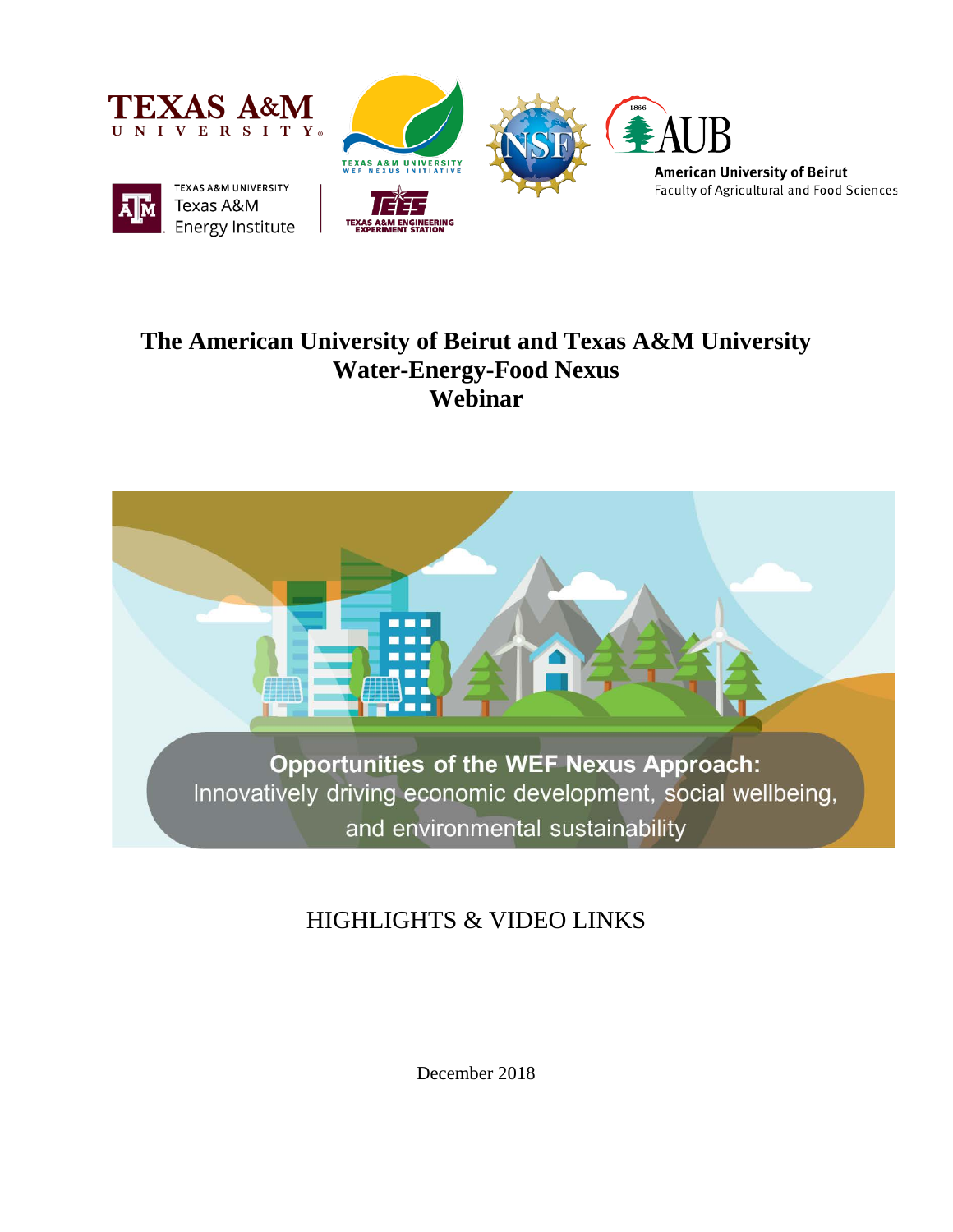# The American University of Beirut and Texas A&M University Water-Energy-Food Nexus Webinar

**Opportunities of the WEF Nexus Approach:**
Innovatively driving economic development, social wellbeing, and environmental sustainability

## HIGHLIGHTS & VIDEO LINKS

December 2018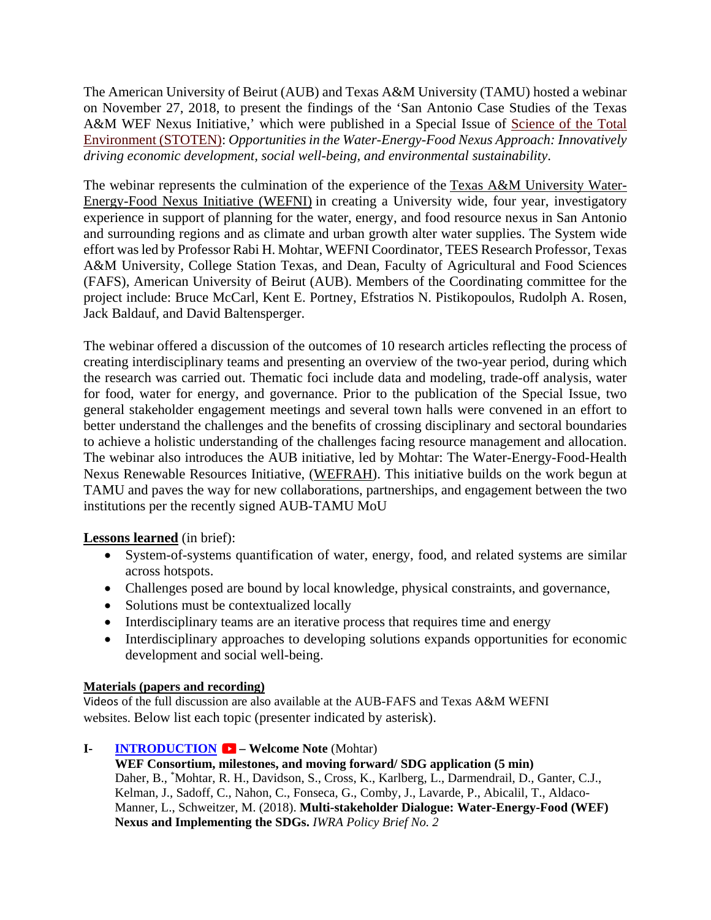The American University of Beirut (AUB) and Texas A&M University (TAMU) hosted a webinar on November 27, 2018, to present the findings of the 'San Antonio Case Studies of the Texas A&M WEF Nexus Initiative,' which were published in a Special Issue of Science of the Total Environment (STOTEN): *Opportunities in the Water-Energy-Food Nexus Approach: Innovatively driving economic development, social well-being, and environmental sustainability*.

The webinar represents the culmination of the experience of the Texas A&M University Water-Energy-Food Nexus Initiative (WEFNI) in creating a University wide, four year, investigatory experience in support of planning for the water, energy, and food resource nexus in San Antonio and surrounding regions and as climate and urban growth alter water supplies. The System wide effort was led by Professor Rabi H. Mohtar, WEFNI Coordinator, TEES Research Professor, Texas A&M University, College Station Texas, and Dean, Faculty of Agricultural and Food Sciences (FAFS), American University of Beirut (AUB). Members of the Coordinating committee for the project include: Bruce McCarl, Kent E. Portney, Efstratios N. Pistikopoulos, Rudolph A. Rosen, Jack Baldauf, and David Baltensperger.

The webinar offered a discussion of the outcomes of 10 research articles reflecting the process of creating interdisciplinary teams and presenting an overview of the two-year period, during which the research was carried out. Thematic foci include data and modeling, trade-off analysis, water for food, water for energy, and governance. Prior to the publication of the Special Issue, two general stakeholder engagement meetings and several town halls were convened in an effort to better understand the challenges and the benefits of crossing disciplinary and sectoral boundaries to achieve a holistic understanding of the challenges facing resource management and allocation. The webinar also introduces the AUB initiative, led by Mohtar: The Water-Energy-Food-Health Nexus Renewable Resources Initiative, (WEFRAH). This initiative builds on the work begun at TAMU and paves the way for new collaborations, partnerships, and engagement between the two institutions per the recently signed AUB-TAMU MoU

**Lessons learned** (in brief):

- System-of-systems quantification of water, energy, food, and related systems are similar across hotspots.
- Challenges posed are bound by local knowledge, physical constraints, and governance,
- Solutions must be contextualized locally
- Interdisciplinary teams are an iterative process that requires time and energy
- Interdisciplinary approaches to developing solutions expands opportunities for economic development and social well-being.

**Materials (papers and recording)**

Videos of the full discussion are also available at the AUB-FAFS and Texas A&M WEFNI websites. Below list each topic (presenter indicated by asterisk).

**I- INTRODUCTION – Welcome Note** (Mohtar)

**WEF Consortium, milestones, and moving forward/ SDG application (5 min)**
Daher, B., *Mohtar, R. H., Davidson, S., Cross, K., Karlberg, L., Darmendrail, D., Ganter, C.J., Kelman, J., Sadoff, C., Nahon, C., Fonseca, G., Comby, J., Lavarde, P., Abicalil, T., Aldaco-Manner, L., Schweitzer, M. (2018). **Multi-stakeholder Dialogue: Water-Energy-Food (WEF) Nexus and Implementing the SDGs.** *IWRA Policy Brief No. 2*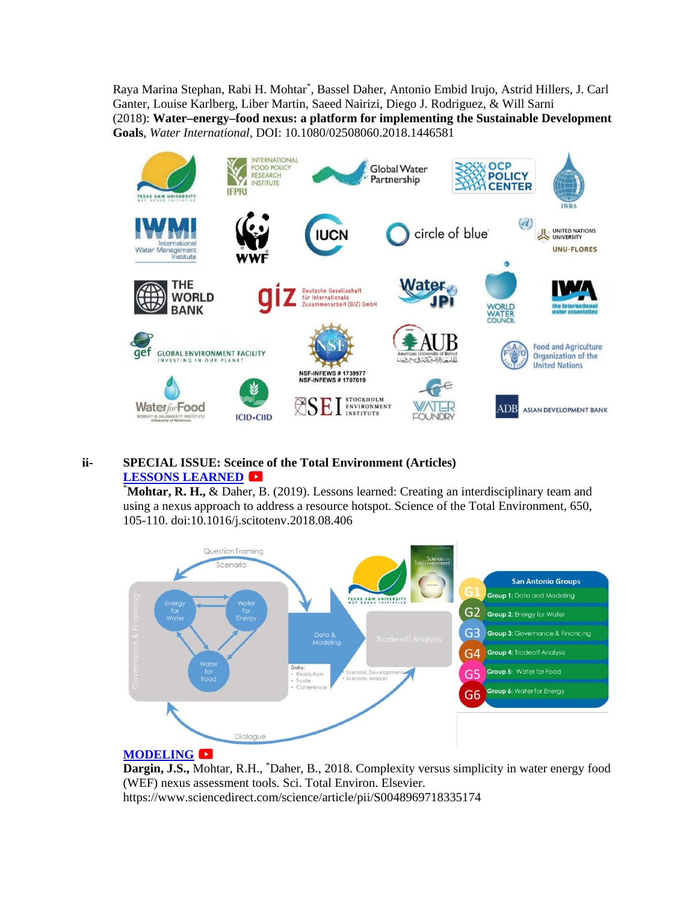Raya Marina Stephan, Rabi H. Mohtar[*], Bassel Daher, Antonio Embid Irujo, Astrid Hillers, J. Carl Ganter, Louise Karlberg, Liber Martin, Saeed Nairizi, Diego J. Rodriguez, & Will Sarni (2018): **Water–energy–food nexus: a platform for implementing the Sustainable Development Goals**, *Water International*, DOI: 10.1080/02508060.2018.1446581

ii- **SPECIAL ISSUE: Sceince of the Total Environment (Articles)**

**LESSONS LEARNED**

[*]**Mohtar, R. H.,** & Daher, B. (2019). Lessons learned: Creating an interdisciplinary team and using a nexus approach to address a resource hotspot. Science of the Total Environment, 650, 105-110. doi:10.1016/j.scitotenv.2018.08.406

**MODELING**

**Dargin, J.S.,** Mohtar, R.H., [*]Daher, B., 2018. Complexity versus simplicity in water energy food (WEF) nexus assessment tools. Sci. Total Environ. Elsevier. https://www.sciencedirect.com/science/article/pii/S0048969718335174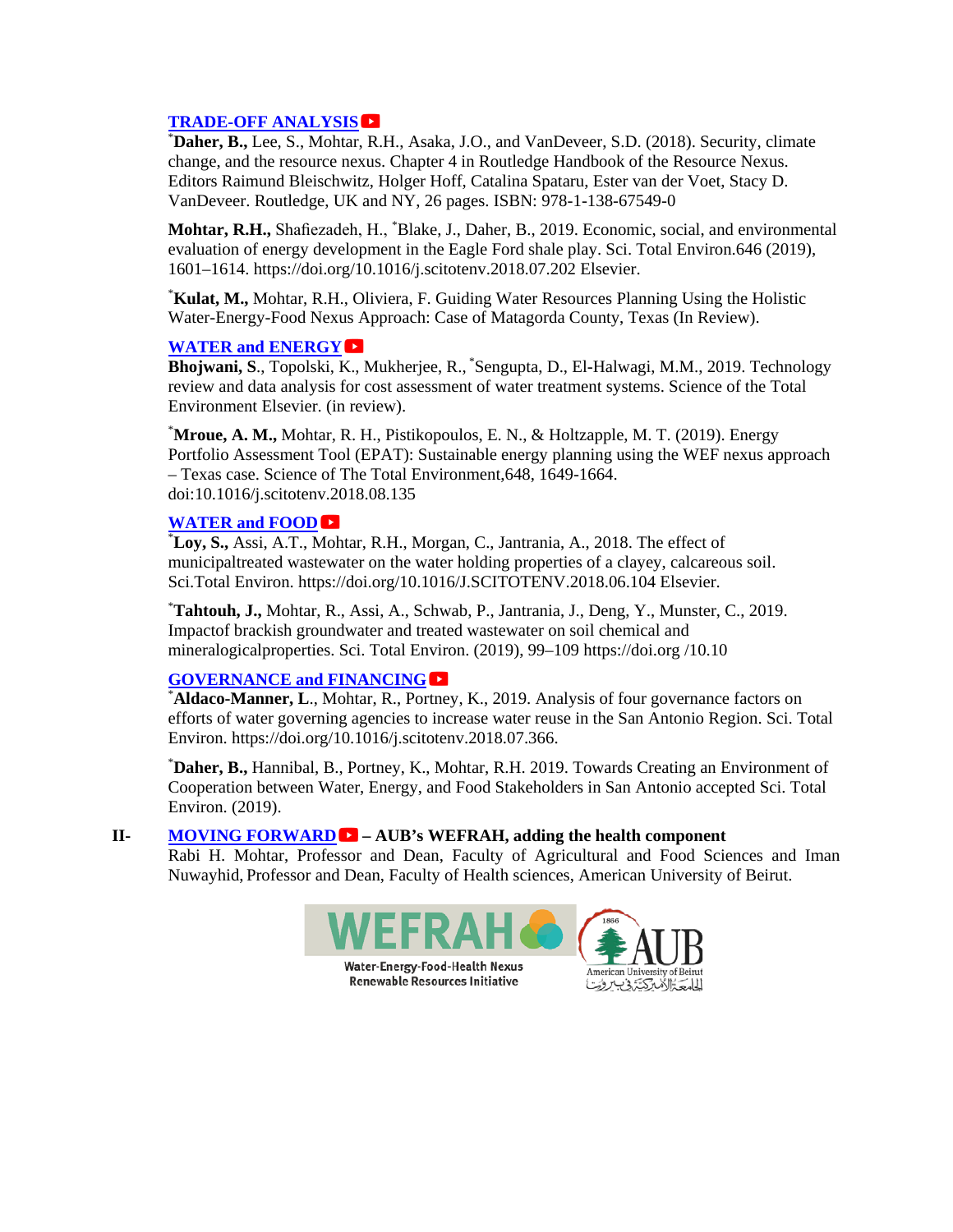**TRADE-OFF ANALYSIS**

*Daher, B.,** Lee, S., Mohtar, R.H., Asaka, J.O., and VanDeveer, S.D. (2018). Security, climate change, and the resource nexus. Chapter 4 in Routledge Handbook of the Resource Nexus. Editors Raimund Bleischwitz, Holger Hoff, Catalina Spataru, Ester van der Voet, Stacy D. VanDeveer. Routledge, UK and NY, 26 pages. ISBN: 978-1-138-67549-0

**Mohtar, R.H.,** Shafiezadeh, H., *Blake, J., Daher, B., 2019. Economic, social, and environmental evaluation of energy development in the Eagle Ford shale play. Sci. Total Environ.646 (2019), 1601–1614. https://doi.org/10.1016/j.scitotenv.2018.07.202 Elsevier.

*Kulat, M.,** Mohtar, R.H., Oliviera, F. Guiding Water Resources Planning Using the Holistic Water-Energy-Food Nexus Approach: Case of Matagorda County, Texas (In Review).

**WATER and ENERGY**

**Bhojwani, S**., Topolski, K., Mukherjee, R., *Sengupta, D., El-Halwagi, M.M., 2019. Technology review and data analysis for cost assessment of water treatment systems. Science of the Total Environment Elsevier. (in review).

*Mroue, A. M.,** Mohtar, R. H., Pistikopoulos, E. N., & Holtzapple, M. T. (2019). Energy Portfolio Assessment Tool (EPAT): Sustainable energy planning using the WEF nexus approach – Texas case. Science of The Total Environment,648, 1649-1664. doi:10.1016/j.scitotenv.2018.08.135

**WATER and FOOD**

*Loy, S.,** Assi, A.T., Mohtar, R.H., Morgan, C., Jantrania, A., 2018. The effect of municipaltreated wastewater on the water holding properties of a clayey, calcareous soil. Sci.Total Environ. https://doi.org/10.1016/J.SCITOTENV.2018.06.104 Elsevier.

*Tahtouh, J.,** Mohtar, R., Assi, A., Schwab, P., Jantrania, J., Deng, Y., Munster, C., 2019. Impactof brackish groundwater and treated wastewater on soil chemical and mineralogicalproperties. Sci. Total Environ. (2019), 99–109 https://doi.org /10.10

**GOVERNANCE and FINANCING**

*Aldaco-Manner, L**., Mohtar, R., Portney, K., 2019. Analysis of four governance factors on efforts of water governing agencies to increase water reuse in the San Antonio Region. Sci. Total Environ. https://doi.org/10.1016/j.scitotenv.2018.07.366.

*Daher, B.,** Hannibal, B., Portney, K., Mohtar, R.H. 2019. Towards Creating an Environment of Cooperation between Water, Energy, and Food Stakeholders in San Antonio accepted Sci. Total Environ. (2019).

## II- MOVING FORWARD – AUB's WEFRAH, adding the health component

Rabi H. Mohtar, Professor and Dean, Faculty of Agricultural and Food Sciences and Iman Nuwayhid, Professor and Dean, Faculty of Health sciences, American University of Beirut.

WEFRAH
Water-Energy-Food-Health Nexus
Renewable Resources Initiative

1866 AUB
American University of Beirut
الجامعة الأميركية في بيروت